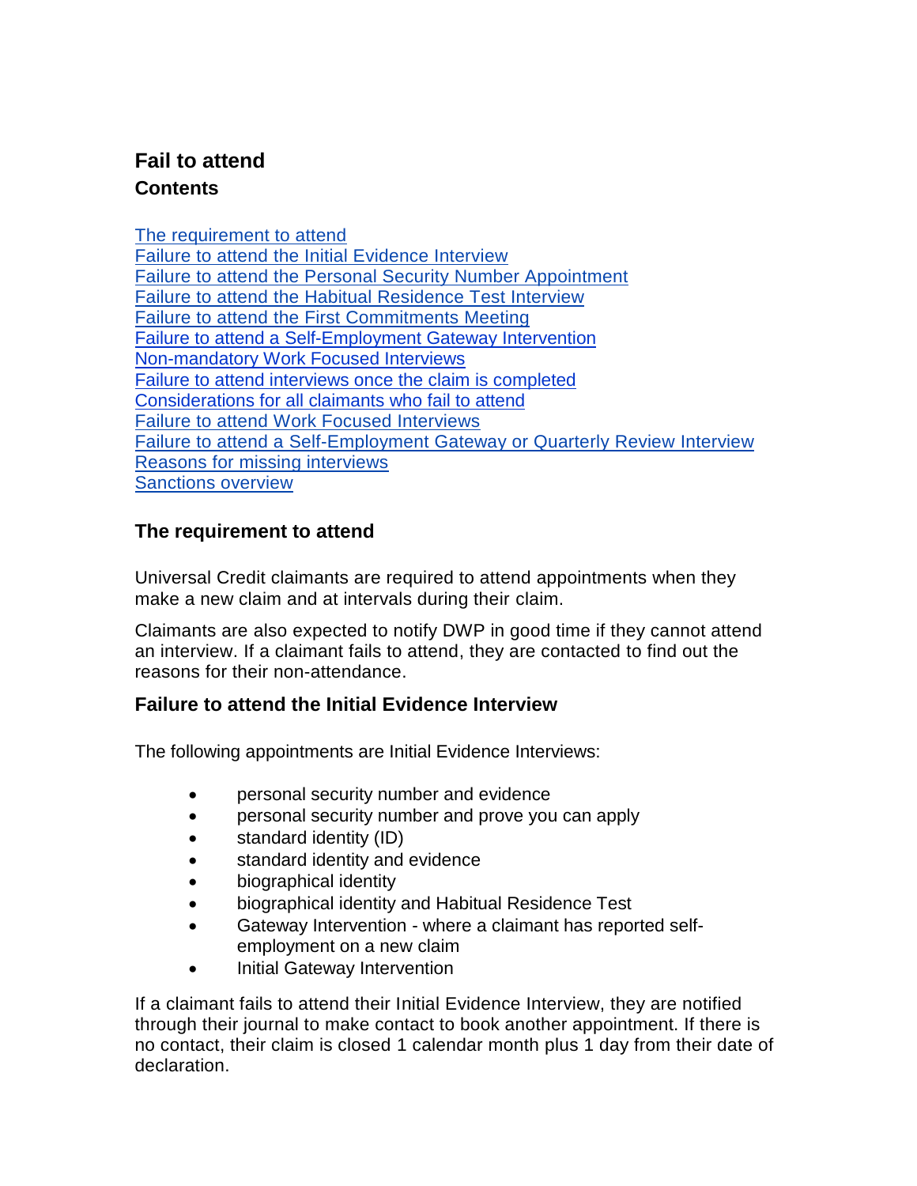# Fail to attend

## Contents

[The requirement to attend](#the-requirement-to-attend)
[Failure to attend the Initial Evidence Interview](#failure-to-attend-the-initial-evidence-interview)
Failure to attend the Personal Security Number Appointment
Failure to attend the Habitual Residence Test Interview
Failure to attend the First Commitments Meeting
Failure to attend a Self-Employment Gateway Intervention
Non-mandatory Work Focused Interviews
Failure to attend interviews once the claim is completed
Considerations for all claimants who fail to attend
Failure to attend Work Focused Interviews
Failure to attend a Self-Employment Gateway or Quarterly Review Interview
Reasons for missing interviews
Sanctions overview

## The requirement to attend

Universal Credit claimants are required to attend appointments when they make a new claim and at intervals during their claim.

Claimants are also expected to notify DWP in good time if they cannot attend an interview. If a claimant fails to attend, they are contacted to find out the reasons for their non-attendance.

## Failure to attend the Initial Evidence Interview

The following appointments are Initial Evidence Interviews:

- personal security number and evidence
- personal security number and prove you can apply
- standard identity (ID)
- standard identity and evidence
- biographical identity
- biographical identity and Habitual Residence Test
- Gateway Intervention - where a claimant has reported self-employment on a new claim
- Initial Gateway Intervention

If a claimant fails to attend their Initial Evidence Interview, they are notified through their journal to make contact to book another appointment. If there is no contact, their claim is closed 1 calendar month plus 1 day from their date of declaration.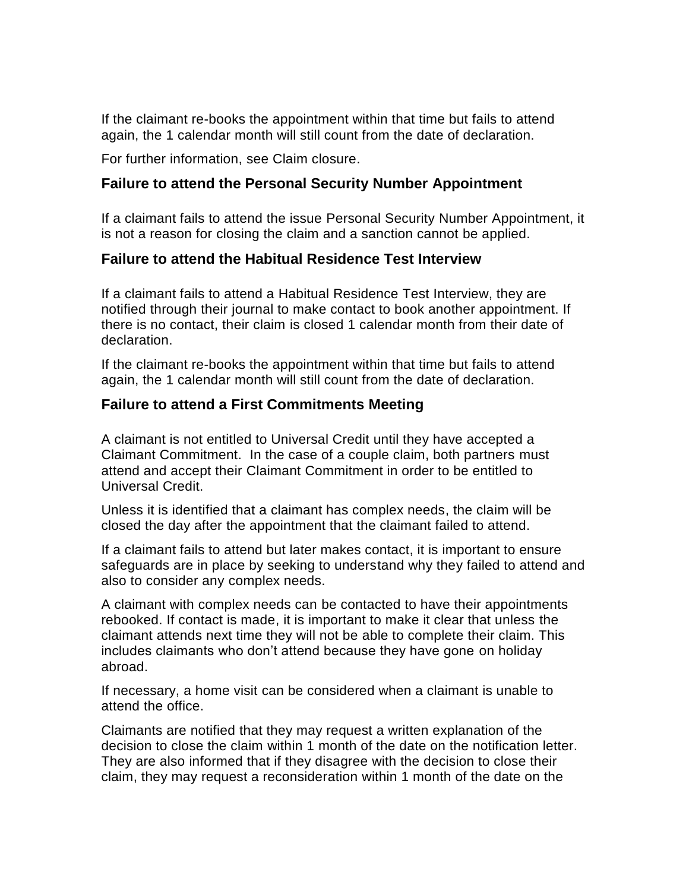If the claimant re-books the appointment within that time but fails to attend again, the 1 calendar month will still count from the date of declaration.

For further information, see Claim closure.

## Failure to attend the Personal Security Number Appointment

If a claimant fails to attend the issue Personal Security Number Appointment, it is not a reason for closing the claim and a sanction cannot be applied.

## Failure to attend the Habitual Residence Test Interview

If a claimant fails to attend a Habitual Residence Test Interview, they are notified through their journal to make contact to book another appointment. If there is no contact, their claim is closed 1 calendar month from their date of declaration.

If the claimant re-books the appointment within that time but fails to attend again, the 1 calendar month will still count from the date of declaration.

## Failure to attend a First Commitments Meeting

A claimant is not entitled to Universal Credit until they have accepted a Claimant Commitment. In the case of a couple claim, both partners must attend and accept their Claimant Commitment in order to be entitled to Universal Credit.

Unless it is identified that a claimant has complex needs, the claim will be closed the day after the appointment that the claimant failed to attend.

If a claimant fails to attend but later makes contact, it is important to ensure safeguards are in place by seeking to understand why they failed to attend and also to consider any complex needs.

A claimant with complex needs can be contacted to have their appointments rebooked. If contact is made, it is important to make it clear that unless the claimant attends next time they will not be able to complete their claim. This includes claimants who don't attend because they have gone on holiday abroad.

If necessary, a home visit can be considered when a claimant is unable to attend the office.

Claimants are notified that they may request a written explanation of the decision to close the claim within 1 month of the date on the notification letter. They are also informed that if they disagree with the decision to close their claim, they may request a reconsideration within 1 month of the date on the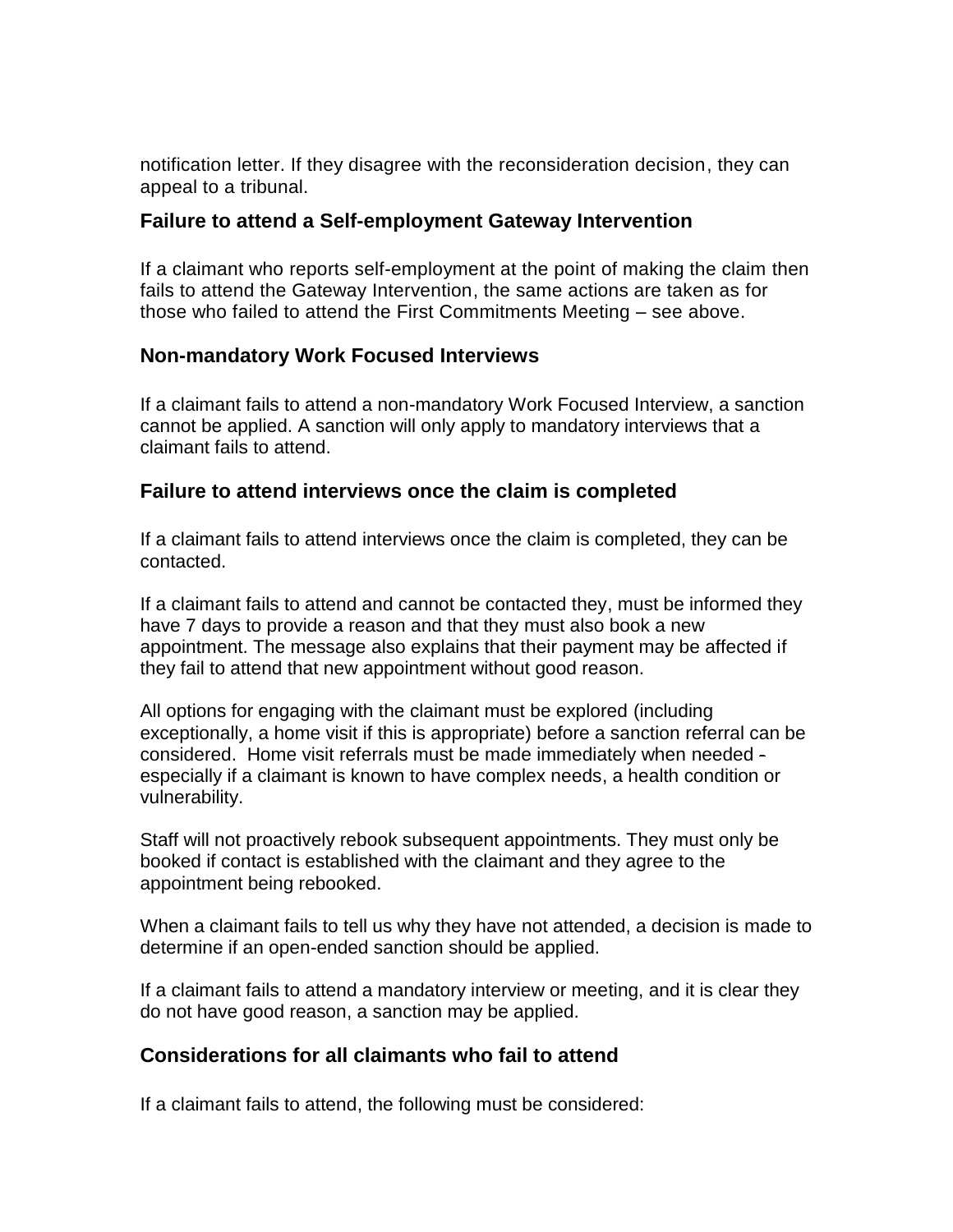notification letter. If they disagree with the reconsideration decision, they can appeal to a tribunal.

## Failure to attend a Self-employment Gateway Intervention

If a claimant who reports self-employment at the point of making the claim then fails to attend the Gateway Intervention, the same actions are taken as for those who failed to attend the First Commitments Meeting – see above.

## Non-mandatory Work Focused Interviews

If a claimant fails to attend a non-mandatory Work Focused Interview, a sanction cannot be applied. A sanction will only apply to mandatory interviews that a claimant fails to attend.

## Failure to attend interviews once the claim is completed

If a claimant fails to attend interviews once the claim is completed, they can be contacted.

If a claimant fails to attend and cannot be contacted they, must be informed they have 7 days to provide a reason and that they must also book a new appointment. The message also explains that their payment may be affected if they fail to attend that new appointment without good reason.

All options for engaging with the claimant must be explored (including exceptionally, a home visit if this is appropriate) before a sanction referral can be considered. Home visit referrals must be made immediately when needed - especially if a claimant is known to have complex needs, a health condition or vulnerability.

Staff will not proactively rebook subsequent appointments. They must only be booked if contact is established with the claimant and they agree to the appointment being rebooked.

When a claimant fails to tell us why they have not attended, a decision is made to determine if an open-ended sanction should be applied.

If a claimant fails to attend a mandatory interview or meeting, and it is clear they do not have good reason, a sanction may be applied.

## Considerations for all claimants who fail to attend

If a claimant fails to attend, the following must be considered: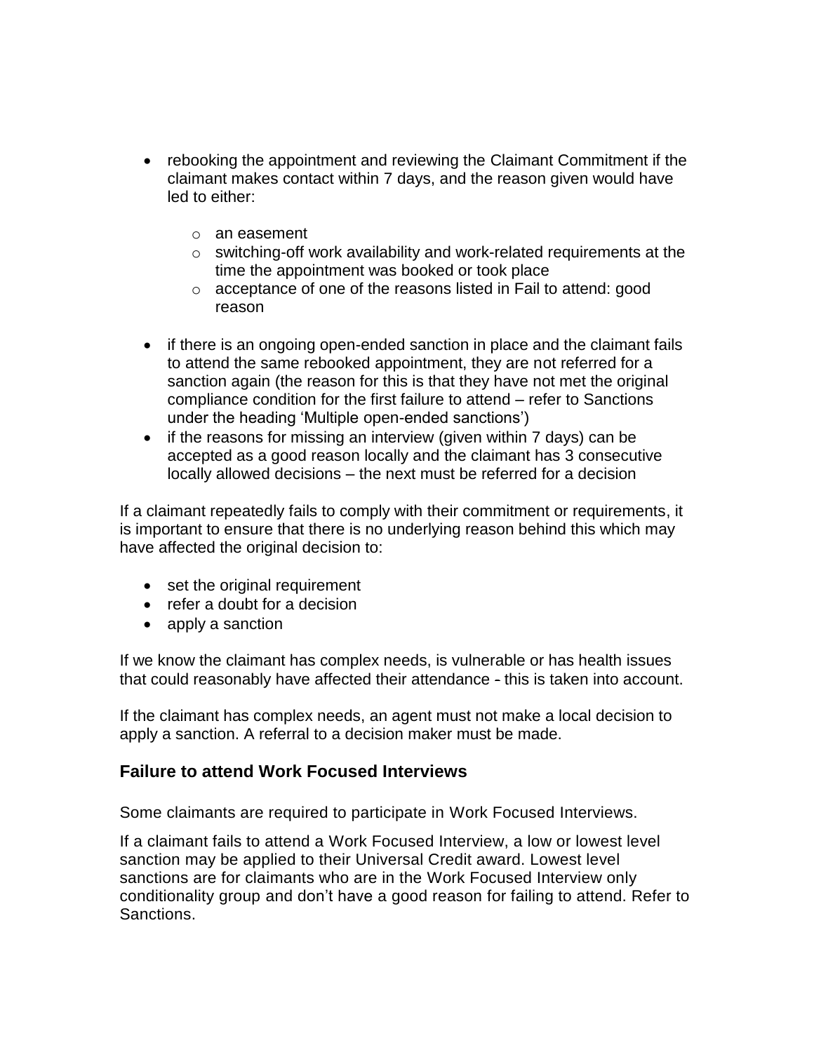- rebooking the appointment and reviewing the Claimant Commitment if the claimant makes contact within 7 days, and the reason given would have led to either:
  - an easement
  - switching-off work availability and work-related requirements at the time the appointment was booked or took place
  - acceptance of one of the reasons listed in Fail to attend: good reason
- if there is an ongoing open-ended sanction in place and the claimant fails to attend the same rebooked appointment, they are not referred for a sanction again (the reason for this is that they have not met the original compliance condition for the first failure to attend – refer to Sanctions under the heading 'Multiple open-ended sanctions')
- if the reasons for missing an interview (given within 7 days) can be accepted as a good reason locally and the claimant has 3 consecutive locally allowed decisions – the next must be referred for a decision

If a claimant repeatedly fails to comply with their commitment or requirements, it is important to ensure that there is no underlying reason behind this which may have affected the original decision to:

- set the original requirement
- refer a doubt for a decision
- apply a sanction

If we know the claimant has complex needs, is vulnerable or has health issues that could reasonably have affected their attendance - this is taken into account.

If the claimant has complex needs, an agent must not make a local decision to apply a sanction. A referral to a decision maker must be made.

### Failure to attend Work Focused Interviews

Some claimants are required to participate in Work Focused Interviews.

If a claimant fails to attend a Work Focused Interview, a low or lowest level sanction may be applied to their Universal Credit award. Lowest level sanctions are for claimants who are in the Work Focused Interview only conditionality group and don't have a good reason for failing to attend. Refer to Sanctions.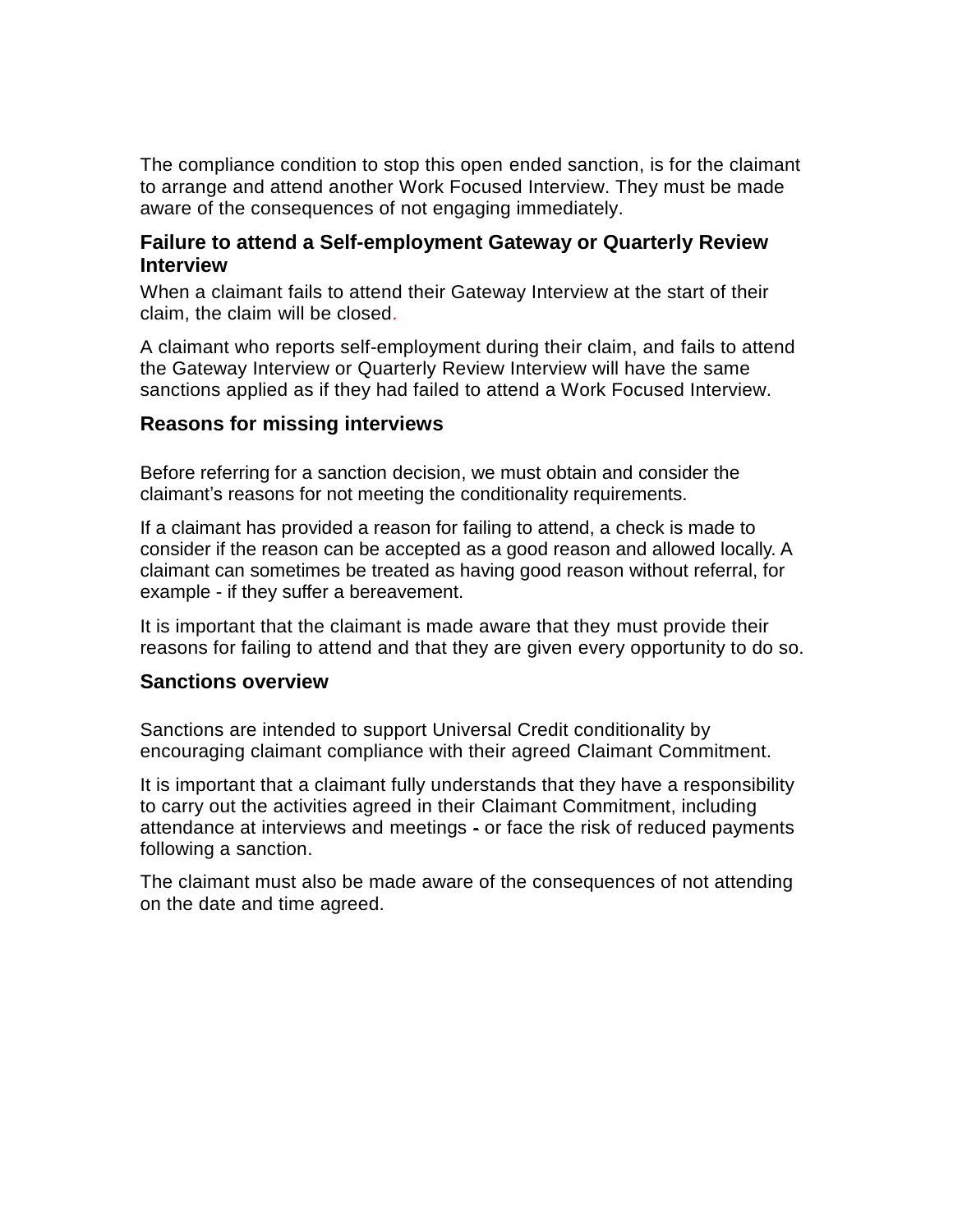The compliance condition to stop this open ended sanction, is for the claimant to arrange and attend another Work Focused Interview. They must be made aware of the consequences of not engaging immediately.

### Failure to attend a Self-employment Gateway or Quarterly Review Interview

When a claimant fails to attend their Gateway Interview at the start of their claim, the claim will be closed.

A claimant who reports self-employment during their claim, and fails to attend the Gateway Interview or Quarterly Review Interview will have the same sanctions applied as if they had failed to attend a Work Focused Interview.

### Reasons for missing interviews

Before referring for a sanction decision, we must obtain and consider the claimant's reasons for not meeting the conditionality requirements.

If a claimant has provided a reason for failing to attend, a check is made to consider if the reason can be accepted as a good reason and allowed locally. A claimant can sometimes be treated as having good reason without referral, for example - if they suffer a bereavement.

It is important that the claimant is made aware that they must provide their reasons for failing to attend and that they are given every opportunity to do so.

### Sanctions overview

Sanctions are intended to support Universal Credit conditionality by encouraging claimant compliance with their agreed Claimant Commitment.

It is important that a claimant fully understands that they have a responsibility to carry out the activities agreed in their Claimant Commitment, including attendance at interviews and meetings - or face the risk of reduced payments following a sanction.

The claimant must also be made aware of the consequences of not attending on the date and time agreed.